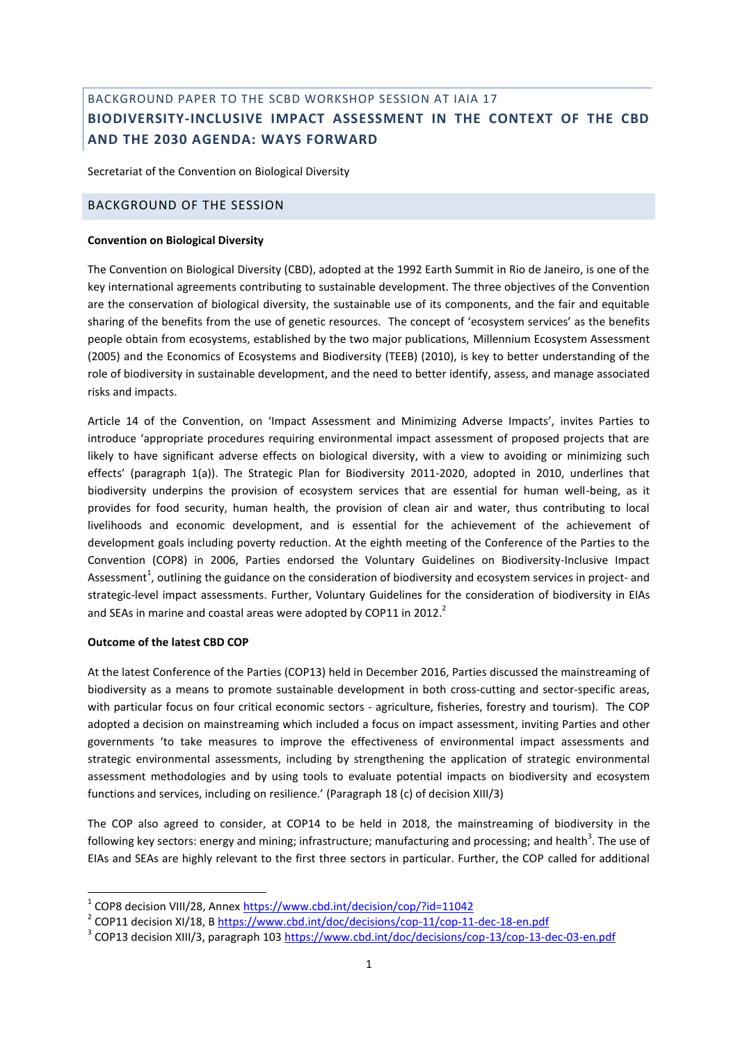BACKGROUND PAPER TO THE SCBD WORKSHOP SESSION AT IAIA 17

# BIODIVERSITY-INCLUSIVE IMPACT ASSESSMENT IN THE CONTEXT OF THE CBD AND THE 2030 AGENDA: WAYS FORWARD

Secretariat of the Convention on Biological Diversity

## BACKGROUND OF THE SESSION

### Convention on Biological Diversity

The Convention on Biological Diversity (CBD), adopted at the 1992 Earth Summit in Rio de Janeiro, is one of the key international agreements contributing to sustainable development. The three objectives of the Convention are the conservation of biological diversity, the sustainable use of its components, and the fair and equitable sharing of the benefits from the use of genetic resources. The concept of 'ecosystem services' as the benefits people obtain from ecosystems, established by the two major publications, Millennium Ecosystem Assessment (2005) and the Economics of Ecosystems and Biodiversity (TEEB) (2010), is key to better understanding of the role of biodiversity in sustainable development, and the need to better identify, assess, and manage associated risks and impacts.

Article 14 of the Convention, on 'Impact Assessment and Minimizing Adverse Impacts', invites Parties to introduce 'appropriate procedures requiring environmental impact assessment of proposed projects that are likely to have significant adverse effects on biological diversity, with a view to avoiding or minimizing such effects' (paragraph 1(a)). The Strategic Plan for Biodiversity 2011-2020, adopted in 2010, underlines that biodiversity underpins the provision of ecosystem services that are essential for human well-being, as it provides for food security, human health, the provision of clean air and water, thus contributing to local livelihoods and economic development, and is essential for the achievement of the achievement of development goals including poverty reduction. At the eighth meeting of the Conference of the Parties to the Convention (COP8) in 2006, Parties endorsed the Voluntary Guidelines on Biodiversity-Inclusive Impact Assessment[1], outlining the guidance on the consideration of biodiversity and ecosystem services in project- and strategic-level impact assessments. Further, Voluntary Guidelines for the consideration of biodiversity in EIAs and SEAs in marine and coastal areas were adopted by COP11 in 2012.[2]

### Outcome of the latest CBD COP

At the latest Conference of the Parties (COP13) held in December 2016, Parties discussed the mainstreaming of biodiversity as a means to promote sustainable development in both cross-cutting and sector-specific areas, with particular focus on four critical economic sectors - agriculture, fisheries, forestry and tourism). The COP adopted a decision on mainstreaming which included a focus on impact assessment, inviting Parties and other governments 'to take measures to improve the effectiveness of environmental impact assessments and strategic environmental assessments, including by strengthening the application of strategic environmental assessment methodologies and by using tools to evaluate potential impacts on biodiversity and ecosystem functions and services, including on resilience.' (Paragraph 18 (c) of decision XIII/3)

The COP also agreed to consider, at COP14 to be held in 2018, the mainstreaming of biodiversity in the following key sectors: energy and mining; infrastructure; manufacturing and processing; and health[3]. The use of EIAs and SEAs are highly relevant to the first three sectors in particular. Further, the COP called for additional

---

[1] COP8 decision VIII/28, Annex https://www.cbd.int/decision/cop/?id=11042

[2] COP11 decision XI/18, B https://www.cbd.int/doc/decisions/cop-11/cop-11-dec-18-en.pdf

[3] COP13 decision XIII/3, paragraph 103 https://www.cbd.int/doc/decisions/cop-13/cop-13-dec-03-en.pdf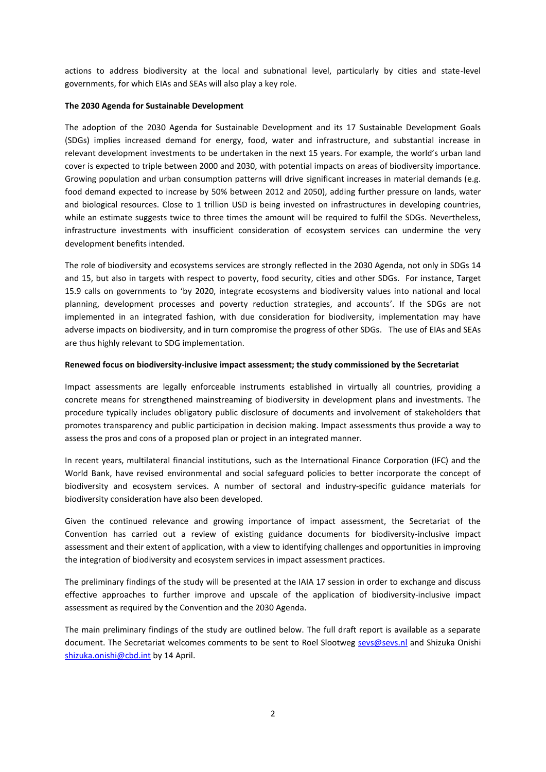actions to address biodiversity at the local and subnational level, particularly by cities and state-level governments, for which EIAs and SEAs will also play a key role.

**The 2030 Agenda for Sustainable Development**

The adoption of the 2030 Agenda for Sustainable Development and its 17 Sustainable Development Goals (SDGs) implies increased demand for energy, food, water and infrastructure, and substantial increase in relevant development investments to be undertaken in the next 15 years. For example, the world's urban land cover is expected to triple between 2000 and 2030, with potential impacts on areas of biodiversity importance. Growing population and urban consumption patterns will drive significant increases in material demands (e.g. food demand expected to increase by 50% between 2012 and 2050), adding further pressure on lands, water and biological resources. Close to 1 trillion USD is being invested on infrastructures in developing countries, while an estimate suggests twice to three times the amount will be required to fulfil the SDGs. Nevertheless, infrastructure investments with insufficient consideration of ecosystem services can undermine the very development benefits intended.

The role of biodiversity and ecosystems services are strongly reflected in the 2030 Agenda, not only in SDGs 14 and 15, but also in targets with respect to poverty, food security, cities and other SDGs. For instance, Target 15.9 calls on governments to 'by 2020, integrate ecosystems and biodiversity values into national and local planning, development processes and poverty reduction strategies, and accounts'. If the SDGs are not implemented in an integrated fashion, with due consideration for biodiversity, implementation may have adverse impacts on biodiversity, and in turn compromise the progress of other SDGs. The use of EIAs and SEAs are thus highly relevant to SDG implementation.

**Renewed focus on biodiversity-inclusive impact assessment; the study commissioned by the Secretariat**

Impact assessments are legally enforceable instruments established in virtually all countries, providing a concrete means for strengthened mainstreaming of biodiversity in development plans and investments. The procedure typically includes obligatory public disclosure of documents and involvement of stakeholders that promotes transparency and public participation in decision making. Impact assessments thus provide a way to assess the pros and cons of a proposed plan or project in an integrated manner.

In recent years, multilateral financial institutions, such as the International Finance Corporation (IFC) and the World Bank, have revised environmental and social safeguard policies to better incorporate the concept of biodiversity and ecosystem services. A number of sectoral and industry-specific guidance materials for biodiversity consideration have also been developed.

Given the continued relevance and growing importance of impact assessment, the Secretariat of the Convention has carried out a review of existing guidance documents for biodiversity-inclusive impact assessment and their extent of application, with a view to identifying challenges and opportunities in improving the integration of biodiversity and ecosystem services in impact assessment practices.

The preliminary findings of the study will be presented at the IAIA 17 session in order to exchange and discuss effective approaches to further improve and upscale of the application of biodiversity-inclusive impact assessment as required by the Convention and the 2030 Agenda.

The main preliminary findings of the study are outlined below. The full draft report is available as a separate document. The Secretariat welcomes comments to be sent to Roel Slootweg sevs@sevs.nl and Shizuka Onishi shizuka.onishi@cbd.int by 14 April.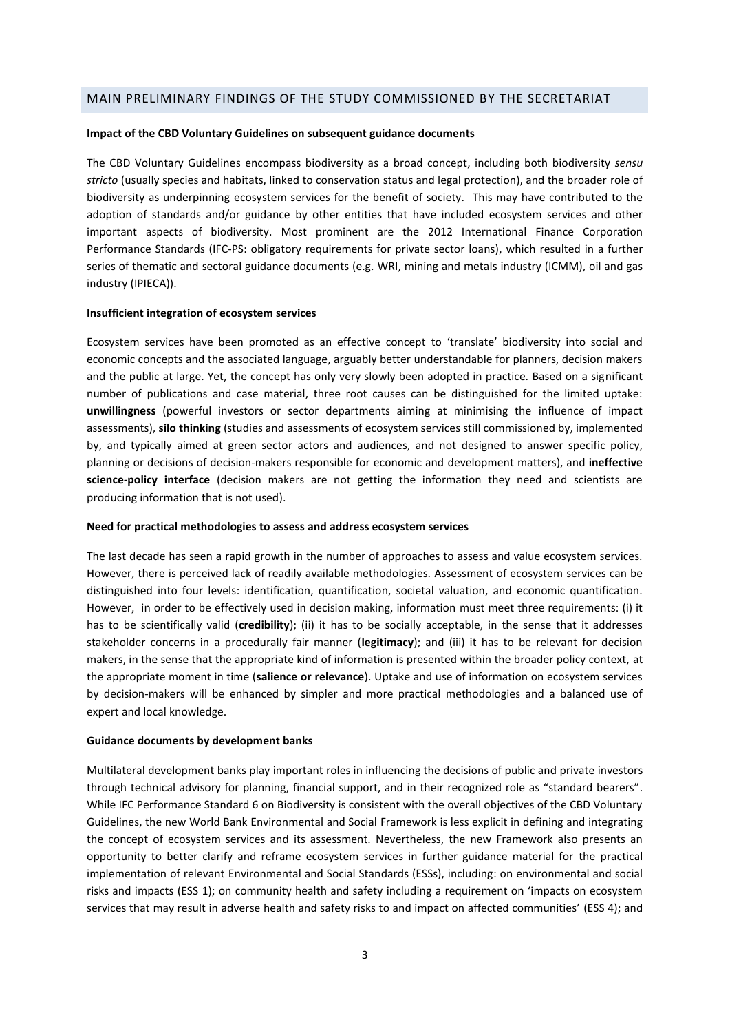## MAIN PRELIMINARY FINDINGS OF THE STUDY COMMISSIONED BY THE SECRETARIAT

**Impact of the CBD Voluntary Guidelines on subsequent guidance documents**

The CBD Voluntary Guidelines encompass biodiversity as a broad concept, including both biodiversity *sensu stricto* (usually species and habitats, linked to conservation status and legal protection), and the broader role of biodiversity as underpinning ecosystem services for the benefit of society. This may have contributed to the adoption of standards and/or guidance by other entities that have included ecosystem services and other important aspects of biodiversity. Most prominent are the 2012 International Finance Corporation Performance Standards (IFC-PS: obligatory requirements for private sector loans), which resulted in a further series of thematic and sectoral guidance documents (e.g. WRI, mining and metals industry (ICMM), oil and gas industry (IPIECA)).

**Insufficient integration of ecosystem services**

Ecosystem services have been promoted as an effective concept to 'translate' biodiversity into social and economic concepts and the associated language, arguably better understandable for planners, decision makers and the public at large. Yet, the concept has only very slowly been adopted in practice. Based on a significant number of publications and case material, three root causes can be distinguished for the limited uptake: **unwillingness** (powerful investors or sector departments aiming at minimising the influence of impact assessments), **silo thinking** (studies and assessments of ecosystem services still commissioned by, implemented by, and typically aimed at green sector actors and audiences, and not designed to answer specific policy, planning or decisions of decision-makers responsible for economic and development matters), and **ineffective science-policy interface** (decision makers are not getting the information they need and scientists are producing information that is not used).

**Need for practical methodologies to assess and address ecosystem services**

The last decade has seen a rapid growth in the number of approaches to assess and value ecosystem services. However, there is perceived lack of readily available methodologies. Assessment of ecosystem services can be distinguished into four levels: identification, quantification, societal valuation, and economic quantification. However, in order to be effectively used in decision making, information must meet three requirements: (i) it has to be scientifically valid (**credibility**); (ii) it has to be socially acceptable, in the sense that it addresses stakeholder concerns in a procedurally fair manner (**legitimacy**); and (iii) it has to be relevant for decision makers, in the sense that the appropriate kind of information is presented within the broader policy context, at the appropriate moment in time (**salience or relevance**). Uptake and use of information on ecosystem services by decision-makers will be enhanced by simpler and more practical methodologies and a balanced use of expert and local knowledge.

**Guidance documents by development banks**

Multilateral development banks play important roles in influencing the decisions of public and private investors through technical advisory for planning, financial support, and in their recognized role as "standard bearers". While IFC Performance Standard 6 on Biodiversity is consistent with the overall objectives of the CBD Voluntary Guidelines, the new World Bank Environmental and Social Framework is less explicit in defining and integrating the concept of ecosystem services and its assessment. Nevertheless, the new Framework also presents an opportunity to better clarify and reframe ecosystem services in further guidance material for the practical implementation of relevant Environmental and Social Standards (ESSs), including: on environmental and social risks and impacts (ESS 1); on community health and safety including a requirement on 'impacts on ecosystem services that may result in adverse health and safety risks to and impact on affected communities' (ESS 4); and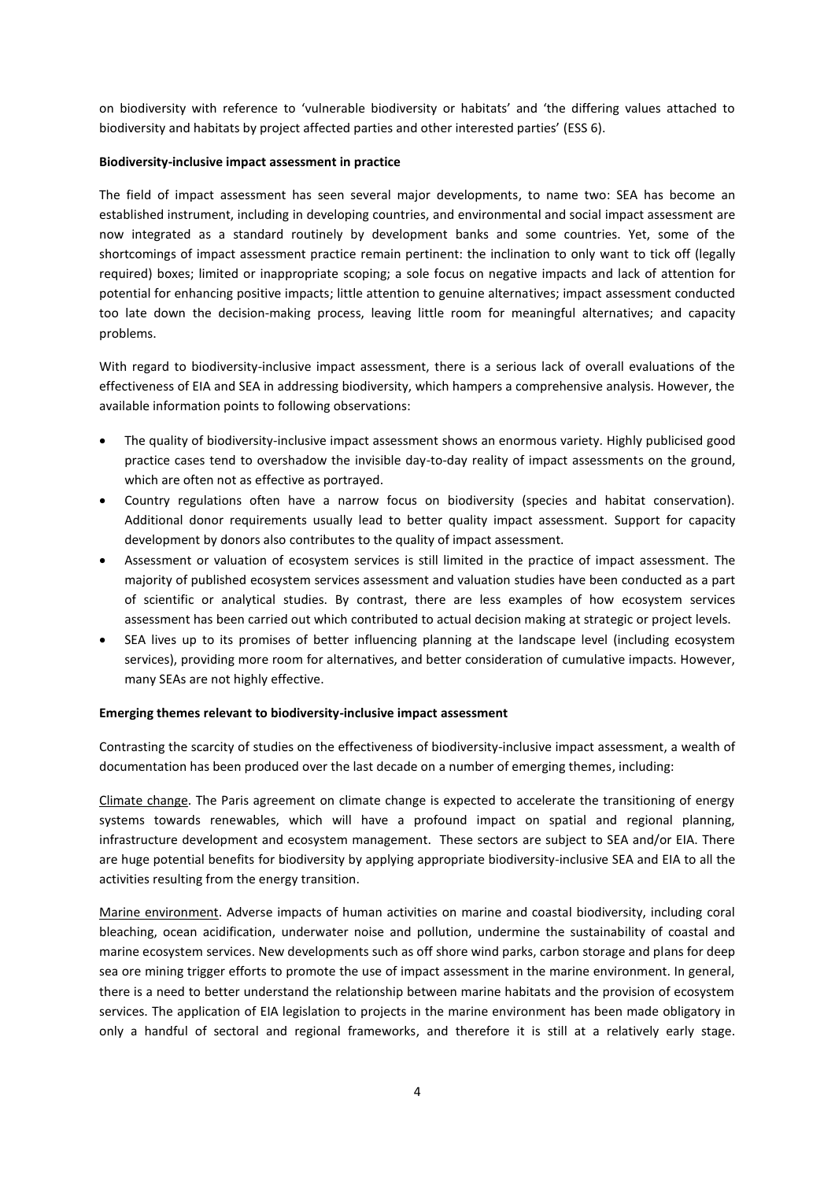on biodiversity with reference to 'vulnerable biodiversity or habitats' and 'the differing values attached to biodiversity and habitats by project affected parties and other interested parties' (ESS 6).

**Biodiversity-inclusive impact assessment in practice**

The field of impact assessment has seen several major developments, to name two: SEA has become an established instrument, including in developing countries, and environmental and social impact assessment are now integrated as a standard routinely by development banks and some countries. Yet, some of the shortcomings of impact assessment practice remain pertinent: the inclination to only want to tick off (legally required) boxes; limited or inappropriate scoping; a sole focus on negative impacts and lack of attention for potential for enhancing positive impacts; little attention to genuine alternatives; impact assessment conducted too late down the decision-making process, leaving little room for meaningful alternatives; and capacity problems.

With regard to biodiversity-inclusive impact assessment, there is a serious lack of overall evaluations of the effectiveness of EIA and SEA in addressing biodiversity, which hampers a comprehensive analysis. However, the available information points to following observations:

- The quality of biodiversity-inclusive impact assessment shows an enormous variety. Highly publicised good practice cases tend to overshadow the invisible day-to-day reality of impact assessments on the ground, which are often not as effective as portrayed.
- Country regulations often have a narrow focus on biodiversity (species and habitat conservation). Additional donor requirements usually lead to better quality impact assessment. Support for capacity development by donors also contributes to the quality of impact assessment.
- Assessment or valuation of ecosystem services is still limited in the practice of impact assessment. The majority of published ecosystem services assessment and valuation studies have been conducted as a part of scientific or analytical studies. By contrast, there are less examples of how ecosystem services assessment has been carried out which contributed to actual decision making at strategic or project levels.
- SEA lives up to its promises of better influencing planning at the landscape level (including ecosystem services), providing more room for alternatives, and better consideration of cumulative impacts. However, many SEAs are not highly effective.

**Emerging themes relevant to biodiversity-inclusive impact assessment**

Contrasting the scarcity of studies on the effectiveness of biodiversity-inclusive impact assessment, a wealth of documentation has been produced over the last decade on a number of emerging themes, including:

Climate change. The Paris agreement on climate change is expected to accelerate the transitioning of energy systems towards renewables, which will have a profound impact on spatial and regional planning, infrastructure development and ecosystem management. These sectors are subject to SEA and/or EIA. There are huge potential benefits for biodiversity by applying appropriate biodiversity-inclusive SEA and EIA to all the activities resulting from the energy transition.

Marine environment. Adverse impacts of human activities on marine and coastal biodiversity, including coral bleaching, ocean acidification, underwater noise and pollution, undermine the sustainability of coastal and marine ecosystem services. New developments such as off shore wind parks, carbon storage and plans for deep sea ore mining trigger efforts to promote the use of impact assessment in the marine environment. In general, there is a need to better understand the relationship between marine habitats and the provision of ecosystem services. The application of EIA legislation to projects in the marine environment has been made obligatory in only a handful of sectoral and regional frameworks, and therefore it is still at a relatively early stage.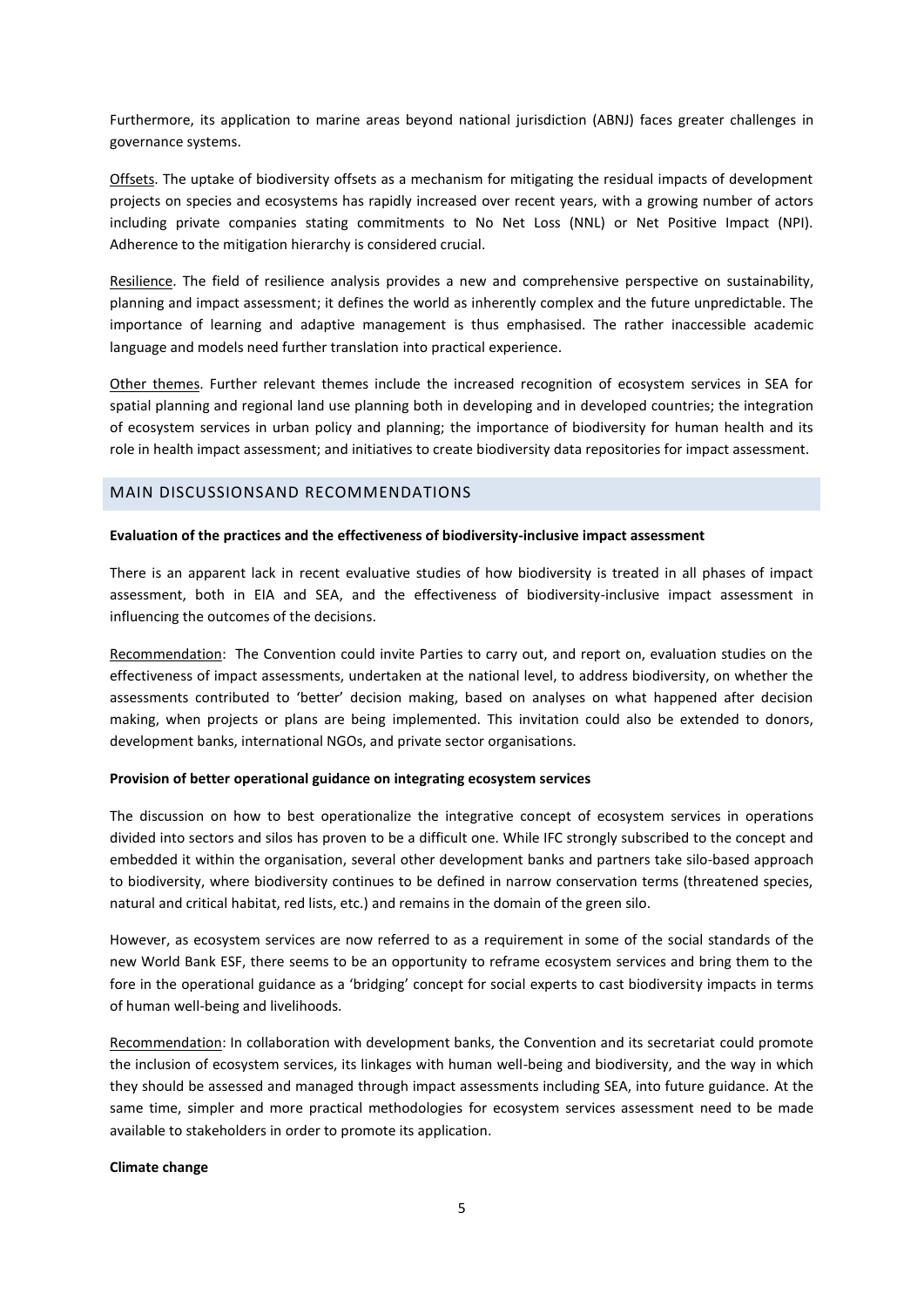Furthermore, its application to marine areas beyond national jurisdiction (ABNJ) faces greater challenges in governance systems.

Offsets. The uptake of biodiversity offsets as a mechanism for mitigating the residual impacts of development projects on species and ecosystems has rapidly increased over recent years, with a growing number of actors including private companies stating commitments to No Net Loss (NNL) or Net Positive Impact (NPI). Adherence to the mitigation hierarchy is considered crucial.

Resilience. The field of resilience analysis provides a new and comprehensive perspective on sustainability, planning and impact assessment; it defines the world as inherently complex and the future unpredictable. The importance of learning and adaptive management is thus emphasised. The rather inaccessible academic language and models need further translation into practical experience.

Other themes. Further relevant themes include the increased recognition of ecosystem services in SEA for spatial planning and regional land use planning both in developing and in developed countries; the integration of ecosystem services in urban policy and planning; the importance of biodiversity for human health and its role in health impact assessment; and initiatives to create biodiversity data repositories for impact assessment.

## MAIN DISCUSSIONSAND RECOMMENDATIONS

**Evaluation of the practices and the effectiveness of biodiversity-inclusive impact assessment**

There is an apparent lack in recent evaluative studies of how biodiversity is treated in all phases of impact assessment, both in EIA and SEA, and the effectiveness of biodiversity-inclusive impact assessment in influencing the outcomes of the decisions.

Recommendation: The Convention could invite Parties to carry out, and report on, evaluation studies on the effectiveness of impact assessments, undertaken at the national level, to address biodiversity, on whether the assessments contributed to 'better' decision making, based on analyses on what happened after decision making, when projects or plans are being implemented. This invitation could also be extended to donors, development banks, international NGOs, and private sector organisations.

**Provision of better operational guidance on integrating ecosystem services**

The discussion on how to best operationalize the integrative concept of ecosystem services in operations divided into sectors and silos has proven to be a difficult one. While IFC strongly subscribed to the concept and embedded it within the organisation, several other development banks and partners take silo-based approach to biodiversity, where biodiversity continues to be defined in narrow conservation terms (threatened species, natural and critical habitat, red lists, etc.) and remains in the domain of the green silo.

However, as ecosystem services are now referred to as a requirement in some of the social standards of the new World Bank ESF, there seems to be an opportunity to reframe ecosystem services and bring them to the fore in the operational guidance as a 'bridging' concept for social experts to cast biodiversity impacts in terms of human well-being and livelihoods.

Recommendation: In collaboration with development banks, the Convention and its secretariat could promote the inclusion of ecosystem services, its linkages with human well-being and biodiversity, and the way in which they should be assessed and managed through impact assessments including SEA, into future guidance. At the same time, simpler and more practical methodologies for ecosystem services assessment need to be made available to stakeholders in order to promote its application.

**Climate change**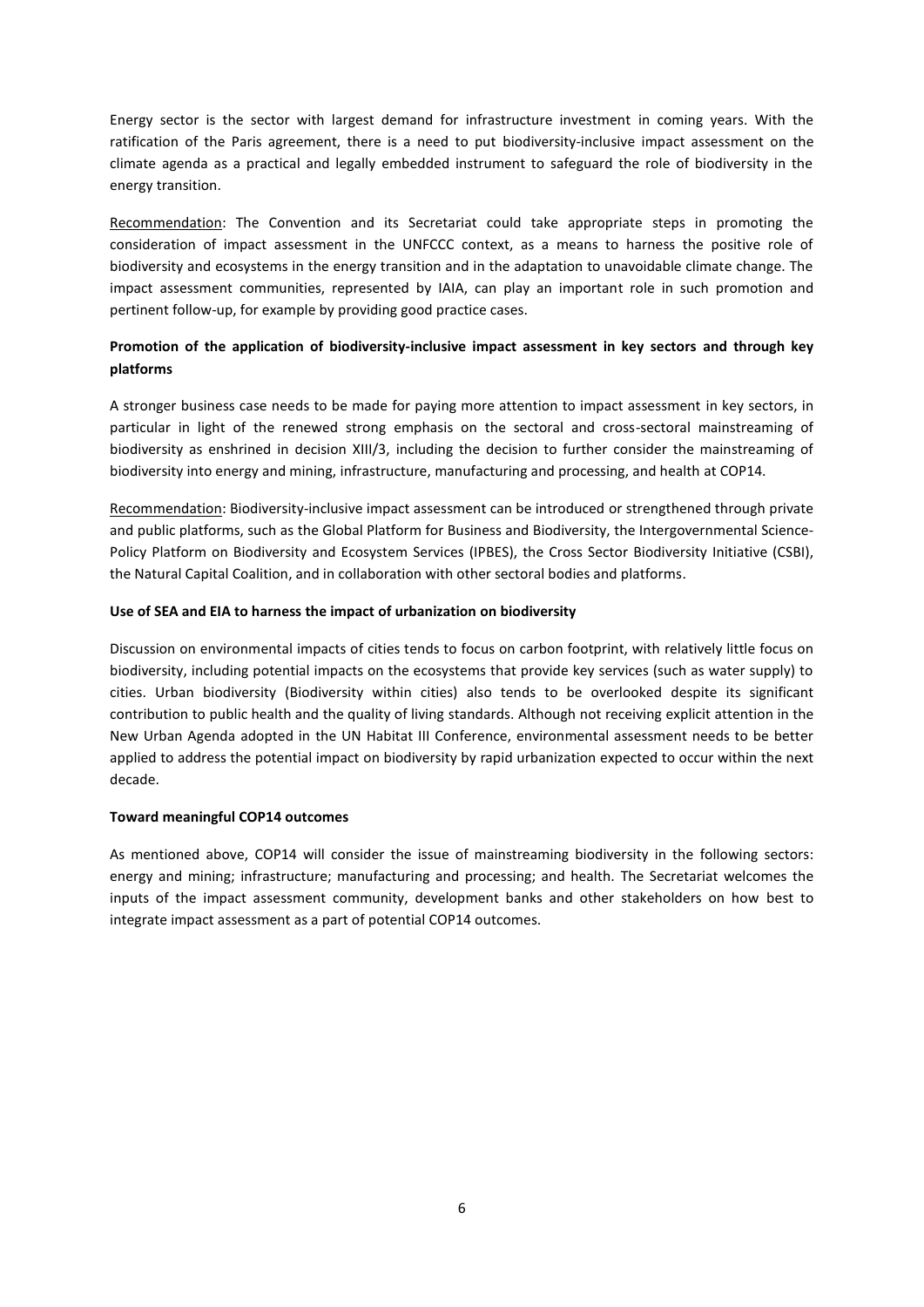Energy sector is the sector with largest demand for infrastructure investment in coming years. With the ratification of the Paris agreement, there is a need to put biodiversity-inclusive impact assessment on the climate agenda as a practical and legally embedded instrument to safeguard the role of biodiversity in the energy transition.

Recommendation: The Convention and its Secretariat could take appropriate steps in promoting the consideration of impact assessment in the UNFCCC context, as a means to harness the positive role of biodiversity and ecosystems in the energy transition and in the adaptation to unavoidable climate change. The impact assessment communities, represented by IAIA, can play an important role in such promotion and pertinent follow-up, for example by providing good practice cases.

**Promotion of the application of biodiversity-inclusive impact assessment in key sectors and through key platforms**

A stronger business case needs to be made for paying more attention to impact assessment in key sectors, in particular in light of the renewed strong emphasis on the sectoral and cross-sectoral mainstreaming of biodiversity as enshrined in decision XIII/3, including the decision to further consider the mainstreaming of biodiversity into energy and mining, infrastructure, manufacturing and processing, and health at COP14.

Recommendation: Biodiversity-inclusive impact assessment can be introduced or strengthened through private and public platforms, such as the Global Platform for Business and Biodiversity, the Intergovernmental Science-Policy Platform on Biodiversity and Ecosystem Services (IPBES), the Cross Sector Biodiversity Initiative (CSBI), the Natural Capital Coalition, and in collaboration with other sectoral bodies and platforms.

**Use of SEA and EIA to harness the impact of urbanization on biodiversity**

Discussion on environmental impacts of cities tends to focus on carbon footprint, with relatively little focus on biodiversity, including potential impacts on the ecosystems that provide key services (such as water supply) to cities. Urban biodiversity (Biodiversity within cities) also tends to be overlooked despite its significant contribution to public health and the quality of living standards. Although not receiving explicit attention in the New Urban Agenda adopted in the UN Habitat III Conference, environmental assessment needs to be better applied to address the potential impact on biodiversity by rapid urbanization expected to occur within the next decade.

**Toward meaningful COP14 outcomes**

As mentioned above, COP14 will consider the issue of mainstreaming biodiversity in the following sectors: energy and mining; infrastructure; manufacturing and processing; and health. The Secretariat welcomes the inputs of the impact assessment community, development banks and other stakeholders on how best to integrate impact assessment as a part of potential COP14 outcomes.